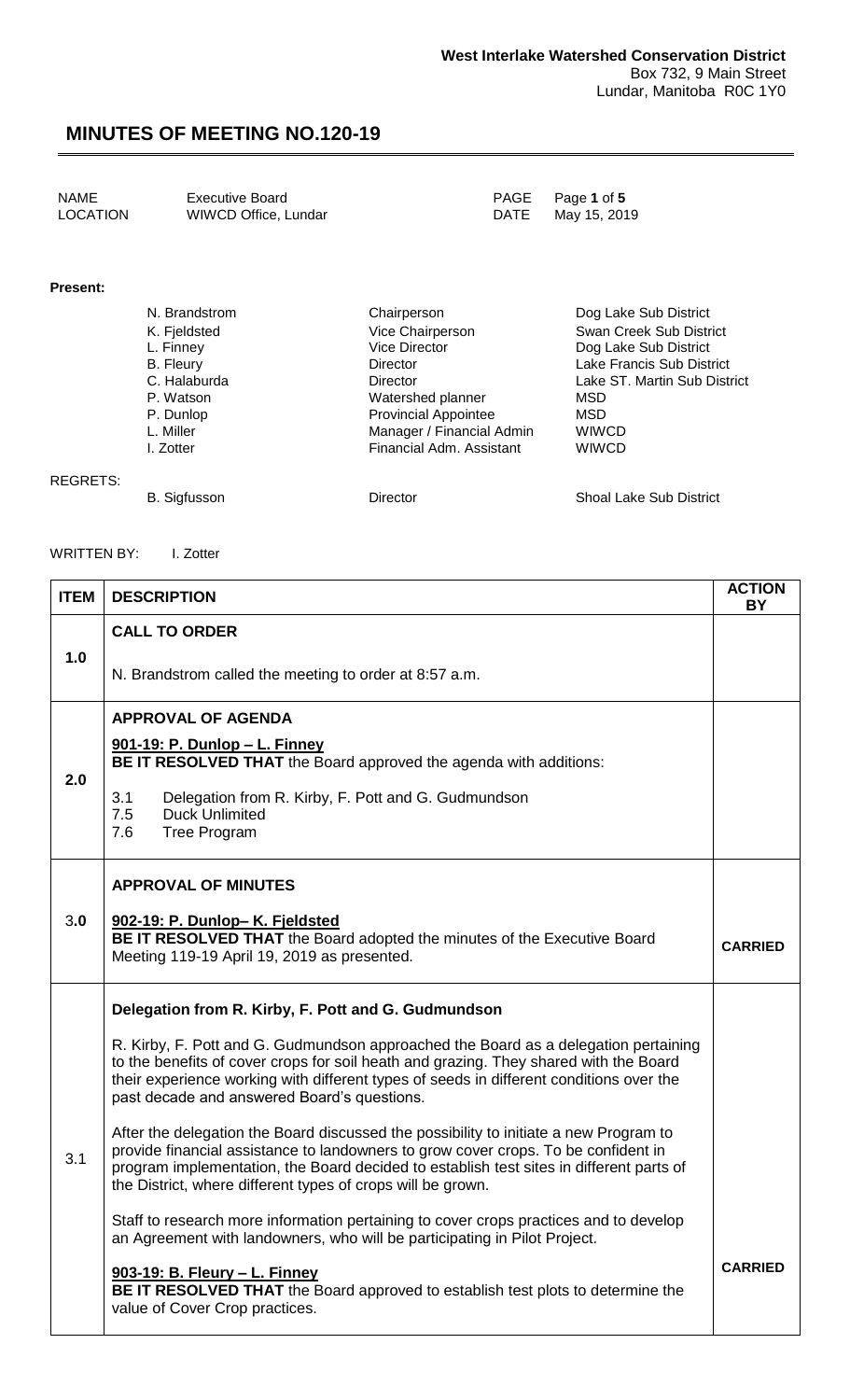**West Interlake Watershed Conservation District**
Box 732, 9 Main Street
Lundar, Manitoba R0C 1Y0

# MINUTES OF MEETING NO.120-19

| | | | |
|---|---|---|---|
| NAME | Executive Board | PAGE | Page **1** of **5** |
| LOCATION | WIWCD Office, Lundar | DATE | May 15, 2019 |

**Present:**

| | | |
|---|---|---|
| N. Brandstrom | Chairperson | Dog Lake Sub District |
| K. Fjeldsted | Vice Chairperson | Swan Creek Sub District |
| L. Finney | Vice Director | Dog Lake Sub District |
| B. Fleury | Director | Lake Francis Sub District |
| C. Halaburda | Director | Lake ST. Martin Sub District |
| P. Watson | Watershed planner | MSD |
| P. Dunlop | Provincial Appointee | MSD |
| L. Miller | Manager / Financial Admin | WIWCD |
| I. Zotter | Financial Adm. Assistant | WIWCD |

REGRETS:

| | | |
|---|---|---|
| B. Sigfusson | Director | Shoal Lake Sub District |

WRITTEN BY: I. Zotter

| ITEM | DESCRIPTION | ACTION BY |
|---|---|---|
| 1.0 | **CALL TO ORDER**<br><br>N. Brandstrom called the meeting to order at 8:57 a.m. | |
| 2.0 | **APPROVAL OF AGENDA**<br><br>**901-19: P. Dunlop – L. Finney**<br>**BE IT RESOLVED THAT** the Board approved the agenda with additions:<br><br>3.1 Delegation from R. Kirby, F. Pott and G. Gudmundson<br>7.5 Duck Unlimited<br>7.6 Tree Program | |
| 3.0 | **APPROVAL OF MINUTES**<br><br>**902-19: P. Dunlop– K. Fjeldsted**<br>**BE IT RESOLVED THAT** the Board adopted the minutes of the Executive Board Meeting 119-19 April 19, 2019 as presented. | **CARRIED** |
| 3.1 | **Delegation from R. Kirby, F. Pott and G. Gudmundson**<br><br>R. Kirby, F. Pott and G. Gudmundson approached the Board as a delegation pertaining to the benefits of cover crops for soil heath and grazing. They shared with the Board their experience working with different types of seeds in different conditions over the past decade and answered Board's questions.<br><br>After the delegation the Board discussed the possibility to initiate a new Program to provide financial assistance to landowners to grow cover crops. To be confident in program implementation, the Board decided to establish test sites in different parts of the District, where different types of crops will be grown.<br><br>Staff to research more information pertaining to cover crops practices and to develop an Agreement with landowners, who will be participating in Pilot Project.<br><br>**903-19: B. Fleury – L. Finney**<br>**BE IT RESOLVED THAT** the Board approved to establish test plots to determine the value of Cover Crop practices. | **CARRIED** |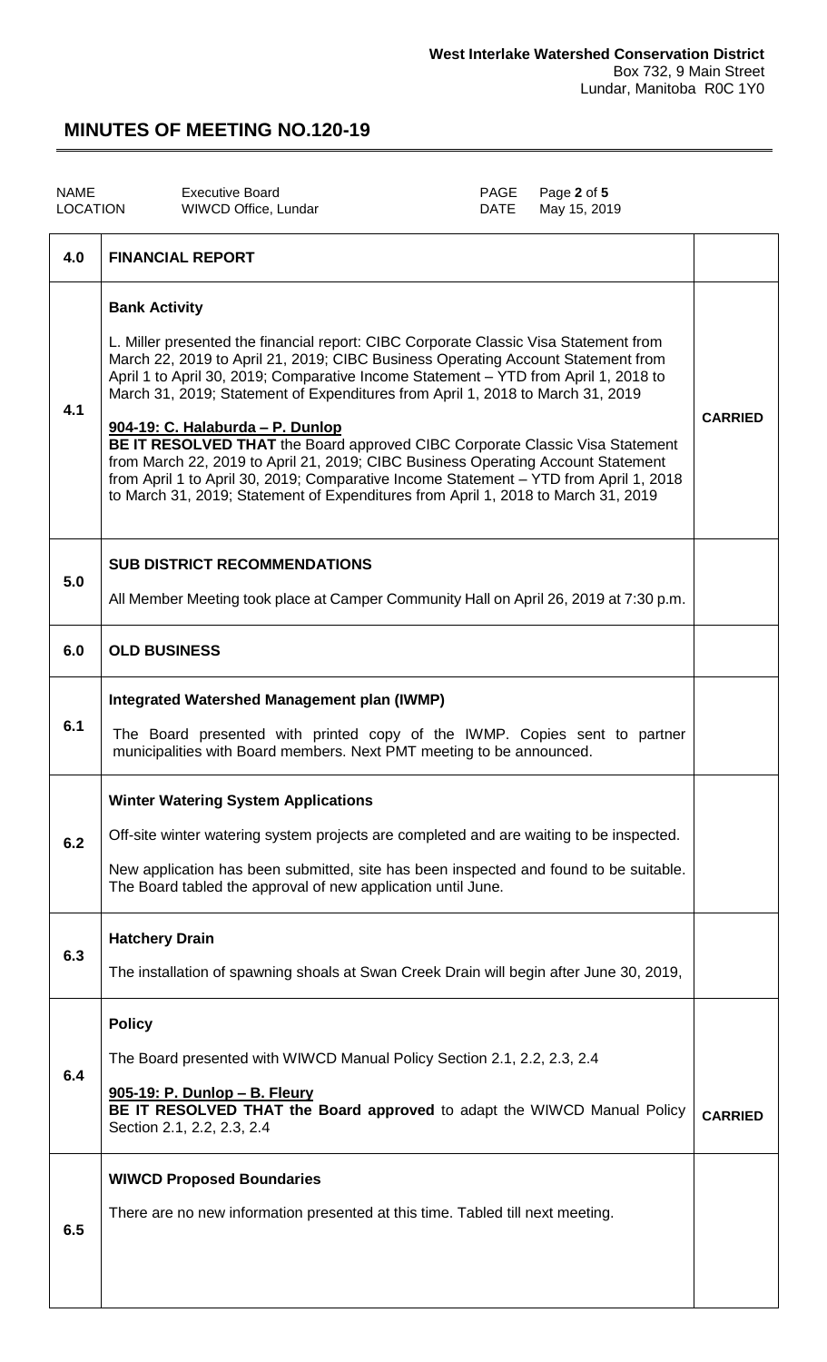**West Interlake Watershed Conservation District**
Box 732, 9 Main Street
Lundar, Manitoba R0C 1Y0

# MINUTES OF MEETING NO.120-19

| NAME | Executive Board | PAGE | Page **2** of **5** |
|---|---|---|---|
| LOCATION | WIWCD Office, Lundar | DATE | May 15, 2019 |

| | | |
|---|---|---|
| **4.0** | **FINANCIAL REPORT** | |
| **4.1** | **Bank Activity**<br><br>L. Miller presented the financial report: CIBC Corporate Classic Visa Statement from March 22, 2019 to April 21, 2019; CIBC Business Operating Account Statement from April 1 to April 30, 2019; Comparative Income Statement – YTD from April 1, 2018 to March 31, 2019; Statement of Expenditures from April 1, 2018 to March 31, 2019<br><br>**<u>904-19: C. Halaburda – P. Dunlop</u>**<br>**BE IT RESOLVED THAT** the Board approved CIBC Corporate Classic Visa Statement from March 22, 2019 to April 21, 2019; CIBC Business Operating Account Statement from April 1 to April 30, 2019; Comparative Income Statement – YTD from April 1, 2018 to March 31, 2019; Statement of Expenditures from April 1, 2018 to March 31, 2019 | **CARRIED** |
| **5.0** | **SUB DISTRICT RECOMMENDATIONS**<br><br>All Member Meeting took place at Camper Community Hall on April 26, 2019 at 7:30 p.m. | |
| **6.0** | **OLD BUSINESS** | |
| **6.1** | **Integrated Watershed Management plan (IWMP)**<br><br>The Board presented with printed copy of the IWMP. Copies sent to partner municipalities with Board members. Next PMT meeting to be announced. | |
| **6.2** | **Winter Watering System Applications**<br><br>Off-site winter watering system projects are completed and are waiting to be inspected.<br><br>New application has been submitted, site has been inspected and found to be suitable. The Board tabled the approval of new application until June. | |
| **6.3** | **Hatchery Drain**<br><br>The installation of spawning shoals at Swan Creek Drain will begin after June 30, 2019, | |
| **6.4** | **Policy**<br><br>The Board presented with WIWCD Manual Policy Section 2.1, 2.2, 2.3, 2.4<br><br>**<u>905-19: P. Dunlop – B. Fleury</u>**<br>**BE IT RESOLVED THAT the Board approved** to adapt the WIWCD Manual Policy Section 2.1, 2.2, 2.3, 2.4 | **CARRIED** |
| **6.5** | **WIWCD Proposed Boundaries**<br><br>There are no new information presented at this time. Tabled till next meeting. | |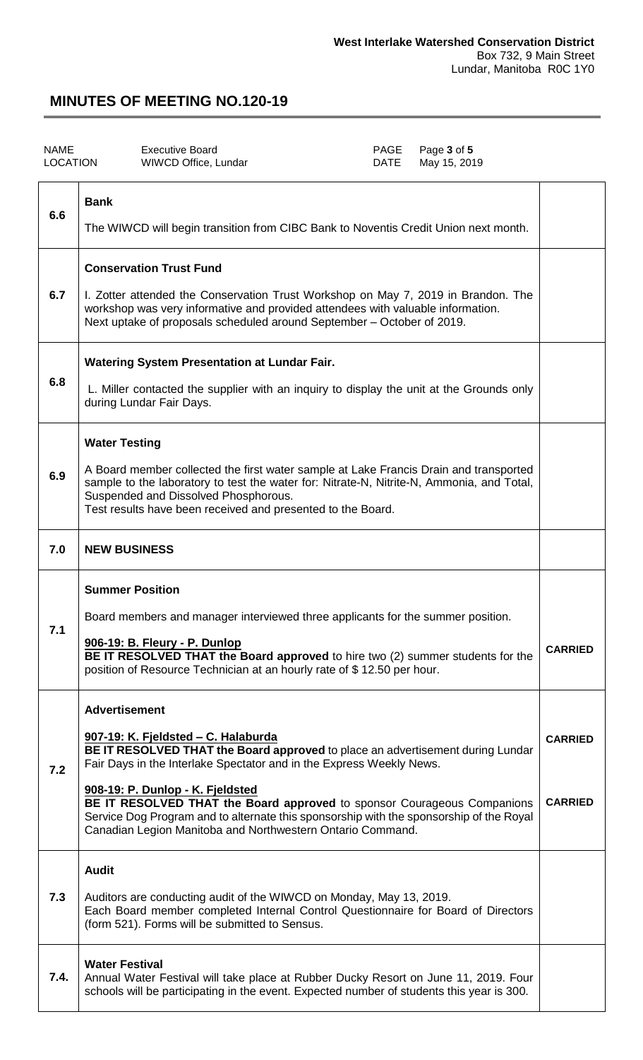West Interlake Watershed Conservation District
Box 732, 9 Main Street
Lundar, Manitoba R0C 1Y0

# MINUTES OF MEETING NO.120-19

| NAME | Executive Board | PAGE | Page 3 of 5 |
|---|---|---|---|
| LOCATION | WIWCD Office, Lundar | DATE | May 15, 2019 |

| | | |
|---|---|---|
| 6.6 | **Bank**<br><br>The WIWCD will begin transition from CIBC Bank to Noventis Credit Union next month. | |
| 6.7 | **Conservation Trust Fund**<br><br>I. Zotter attended the Conservation Trust Workshop on May 7, 2019 in Brandon. The workshop was very informative and provided attendees with valuable information. Next uptake of proposals scheduled around September – October of 2019. | |
| 6.8 | **Watering System Presentation at Lundar Fair.**<br><br>L. Miller contacted the supplier with an inquiry to display the unit at the Grounds only during Lundar Fair Days. | |
| 6.9 | **Water Testing**<br><br>A Board member collected the first water sample at Lake Francis Drain and transported sample to the laboratory to test the water for: Nitrate-N, Nitrite-N, Ammonia, and Total, Suspended and Dissolved Phosphorous.<br>Test results have been received and presented to the Board. | |
| 7.0 | **NEW BUSINESS** | |
| 7.1 | **Summer Position**<br><br>Board members and manager interviewed three applicants for the summer position.<br><br>**906-19: B. Fleury - P. Dunlop**<br>**BE IT RESOLVED THAT the Board approved** to hire two (2) summer students for the position of Resource Technician at an hourly rate of $ 12.50 per hour. | **CARRIED** |
| 7.2 | **Advertisement**<br><br>**907-19: K. Fjeldsted – C. Halaburda**<br>**BE IT RESOLVED THAT the Board approved** to place an advertisement during Lundar Fair Days in the Interlake Spectator and in the Express Weekly News.<br><br>**908-19: P. Dunlop - K. Fjeldsted**<br>**BE IT RESOLVED THAT the Board approved** to sponsor Courageous Companions Service Dog Program and to alternate this sponsorship with the sponsorship of the Royal Canadian Legion Manitoba and Northwestern Ontario Command. | **CARRIED**<br><br>**CARRIED** |
| 7.3 | **Audit**<br><br>Auditors are conducting audit of the WIWCD on Monday, May 13, 2019.<br>Each Board member completed Internal Control Questionnaire for Board of Directors (form 521). Forms will be submitted to Sensus. | |
| 7.4. | **Water Festival**<br>Annual Water Festival will take place at Rubber Ducky Resort on June 11, 2019. Four schools will be participating in the event. Expected number of students this year is 300. | |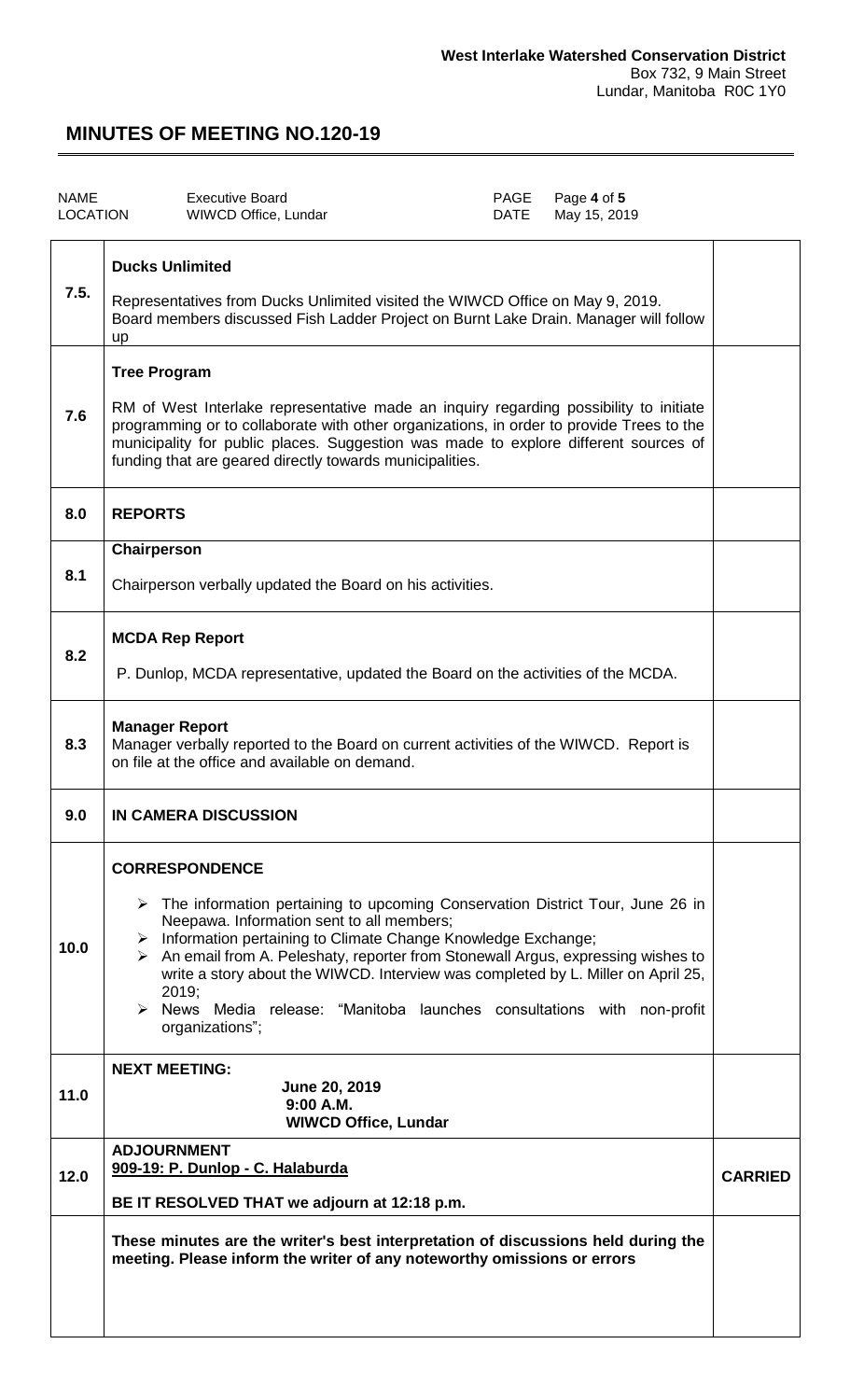West Interlake Watershed Conservation District
Box 732, 9 Main Street
Lundar, Manitoba R0C 1Y0

# MINUTES OF MEETING NO.120-19

| | | | |
|---|---|---|---|
| NAME | Executive Board | PAGE | Page 4 of 5 |
| LOCATION | WIWCD Office, Lundar | DATE | May 15, 2019 |

| | | |
|---|---|---|
| 7.5. | **Ducks Unlimited**<br><br>Representatives from Ducks Unlimited visited the WIWCD Office on May 9, 2019. Board members discussed Fish Ladder Project on Burnt Lake Drain. Manager will follow up | |
| 7.6 | **Tree Program**<br><br>RM of West Interlake representative made an inquiry regarding possibility to initiate programming or to collaborate with other organizations, in order to provide Trees to the municipality for public places. Suggestion was made to explore different sources of funding that are geared directly towards municipalities. | |
| 8.0 | **REPORTS** | |
| 8.1 | **Chairperson**<br><br>Chairperson verbally updated the Board on his activities. | |
| 8.2 | **MCDA Rep Report**<br><br>P. Dunlop, MCDA representative, updated the Board on the activities of the MCDA. | |
| 8.3 | **Manager Report**<br>Manager verbally reported to the Board on current activities of the WIWCD. Report is on file at the office and available on demand. | |
| 9.0 | **IN CAMERA DISCUSSION** | |
| 10.0 | **CORRESPONDENCE**<br><br>➢ The information pertaining to upcoming Conservation District Tour, June 26 in Neepawa. Information sent to all members;<br>➢ Information pertaining to Climate Change Knowledge Exchange;<br>➢ An email from A. Peleshaty, reporter from Stonewall Argus, expressing wishes to write a story about the WIWCD. Interview was completed by L. Miller on April 25, 2019;<br>➢ News Media release: "Manitoba launches consultations with non-profit organizations"; | |
| 11.0 | **NEXT MEETING:**<br>**June 20, 2019**<br>**9:00 A.M.**<br>**WIWCD Office, Lundar** | |
| 12.0 | **ADJOURNMENT**<br>**909-19: P. Dunlop - C. Halaburda**<br><br>**BE IT RESOLVED THAT we adjourn at 12:18 p.m.** | **CARRIED** |
| | **These minutes are the writer's best interpretation of discussions held during the meeting. Please inform the writer of any noteworthy omissions or errors** | |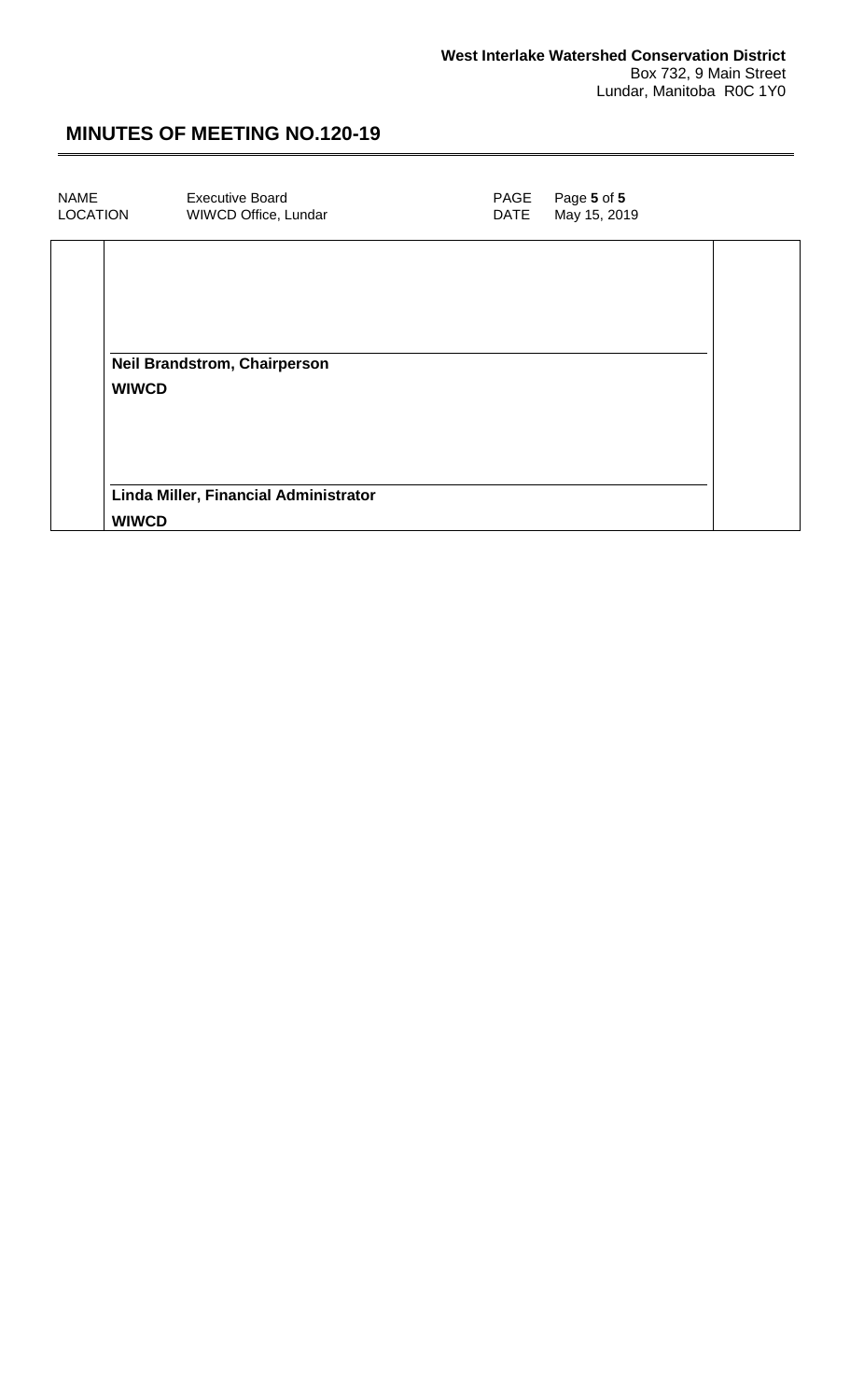**Neil Brandstrom, Chairperson**

**WIWCD**

**Linda Miller, Financial Administrator**

**WIWCD**